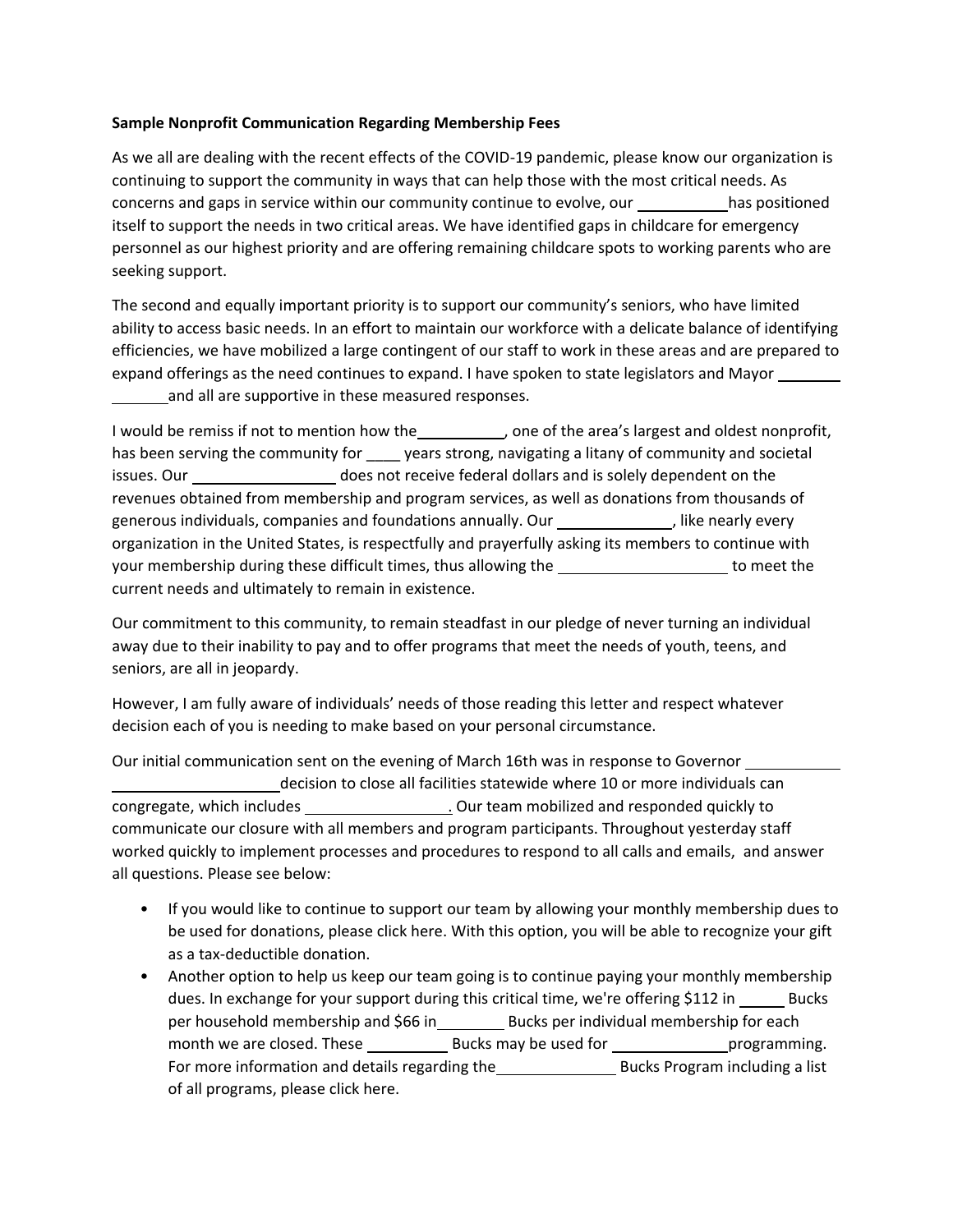**Sample Nonprofit Communication Regarding Membership Fees**

As we all are dealing with the recent effects of the COVID-19 pandemic, please know our organization is continuing to support the community in ways that can help those with the most critical needs. As concerns and gaps in service within our community continue to evolve, our ___________ has positioned itself to support the needs in two critical areas. We have identified gaps in childcare for emergency personnel as our highest priority and are offering remaining childcare spots to working parents who are seeking support.

The second and equally important priority is to support our community's seniors, who have limited ability to access basic needs. In an effort to maintain our workforce with a delicate balance of identifying efficiencies, we have mobilized a large contingent of our staff to work in these areas and are prepared to expand offerings as the need continues to expand. I have spoken to state legislators and Mayor ________________ and all are supportive in these measured responses.

I would be remiss if not to mention how the__________, one of the area's largest and oldest nonprofit, has been serving the community for ____ years strong, navigating a litany of community and societal issues. Our _________________ does not receive federal dollars and is solely dependent on the revenues obtained from membership and program services, as well as donations from thousands of generous individuals, companies and foundations annually. Our _____________, like nearly every organization in the United States, is respectfully and prayerfully asking its members to continue with your membership during these difficult times, thus allowing the ____________________ to meet the current needs and ultimately to remain in existence.

Our commitment to this community, to remain steadfast in our pledge of never turning an individual away due to their inability to pay and to offer programs that meet the needs of youth, teens, and seniors, are all in jeopardy.

However, I am fully aware of individuals' needs of those reading this letter and respect whatever decision each of you is needing to make based on your personal circumstance.

Our initial communication sent on the evening of March 16th was in response to Governor ________________________________ decision to close all facilities statewide where 10 or more individuals can congregate, which includes _________________. Our team mobilized and responded quickly to communicate our closure with all members and program participants. Throughout yesterday staff worked quickly to implement processes and procedures to respond to all calls and emails, and answer all questions. Please see below:

- If you would like to continue to support our team by allowing your monthly membership dues to be used for donations, please click here. With this option, you will be able to recognize your gift as a tax-deductible donation.
- Another option to help us keep our team going is to continue paying your monthly membership dues. In exchange for your support during this critical time, we're offering $112 in _____ Bucks per household membership and $66 in________ Bucks per individual membership for each month we are closed. These __________ Bucks may be used for ______________programming. For more information and details regarding the______________ Bucks Program including a list of all programs, please click here.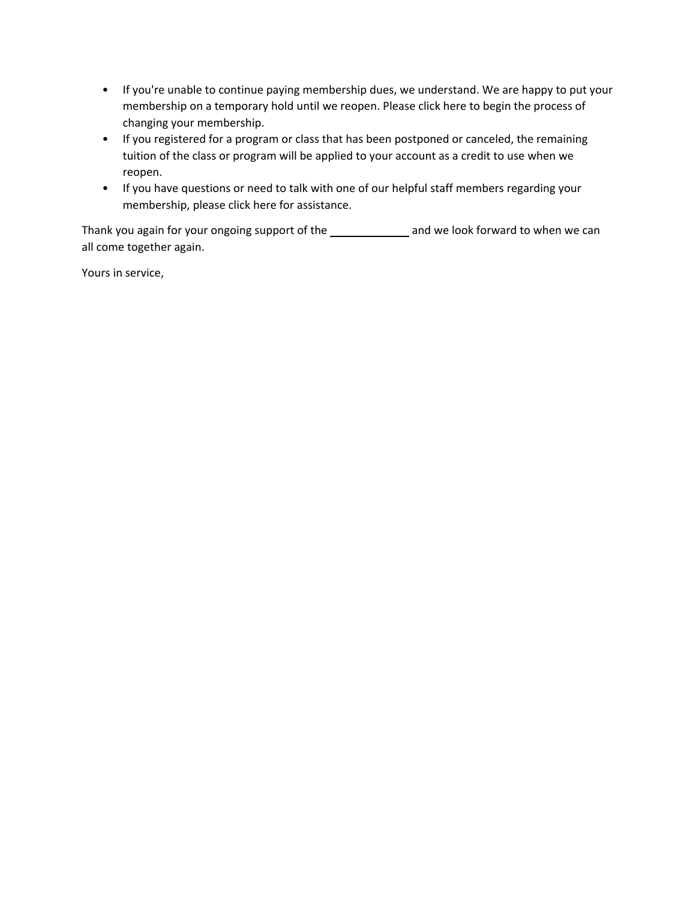- If you're unable to continue paying membership dues, we understand. We are happy to put your membership on a temporary hold until we reopen. Please click here to begin the process of changing your membership.
- If you registered for a program or class that has been postponed or canceled, the remaining tuition of the class or program will be applied to your account as a credit to use when we reopen.
- If you have questions or need to talk with one of our helpful staff members regarding your membership, please click here for assistance.

Thank you again for your ongoing support of the _____________ and we look forward to when we can all come together again.

Yours in service,